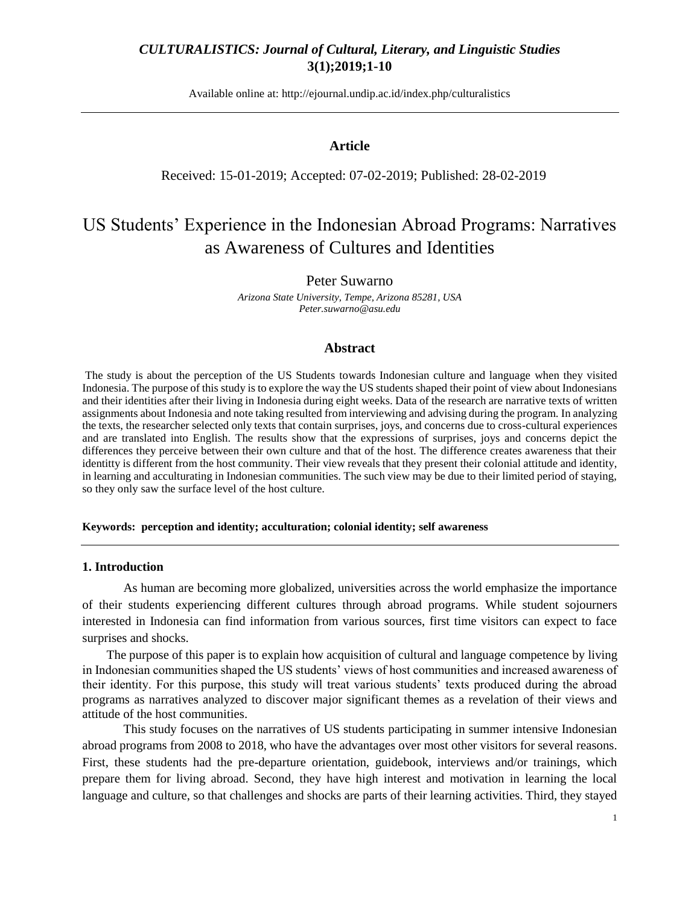Available online at: http://ejournal.undip.ac.id/index.php/culturalistics

**Article**

Received: 15-01-2019; Accepted: 07-02-2019; Published: 28-02-2019

# US Students' Experience in the Indonesian Abroad Programs: Narratives as Awareness of Cultures and Identities

Peter Suwarno

*Arizona State University, Tempe, Arizona 85281, USA*
*Peter.suwarno@asu.edu*

## Abstract

The study is about the perception of the US Students towards Indonesian culture and language when they visited Indonesia. The purpose of this study is to explore the way the US students shaped their point of view about Indonesians and their identities after their living in Indonesia during eight weeks. Data of the research are narrative texts of written assignments about Indonesia and note taking resulted from interviewing and advising during the program. In analyzing the texts, the researcher selected only texts that contain surprises, joys, and concerns due to cross-cultural experiences and are translated into English. The results show that the expressions of surprises, joys and concerns depict the differences they perceive between their own culture and that of the host. The difference creates awareness that their identitty is different from the host community. Their view reveals that they present their colonial attitude and identity, in learning and acculturating in Indonesian communities. The such view may be due to their limited period of staying, so they only saw the surface level of the host culture.

**Keywords: perception and identity; acculturation; colonial identity; self awareness**

## 1. Introduction

As human are becoming more globalized, universities across the world emphasize the importance of their students experiencing different cultures through abroad programs. While student sojourners interested in Indonesia can find information from various sources, first time visitors can expect to face surprises and shocks.

The purpose of this paper is to explain how acquisition of cultural and language competence by living in Indonesian communities shaped the US students' views of host communities and increased awareness of their identity. For this purpose, this study will treat various students' texts produced during the abroad programs as narratives analyzed to discover major significant themes as a revelation of their views and attitude of the host communities.

This study focuses on the narratives of US students participating in summer intensive Indonesian abroad programs from 2008 to 2018, who have the advantages over most other visitors for several reasons. First, these students had the pre-departure orientation, guidebook, interviews and/or trainings, which prepare them for living abroad. Second, they have high interest and motivation in learning the local language and culture, so that challenges and shocks are parts of their learning activities. Third, they stayed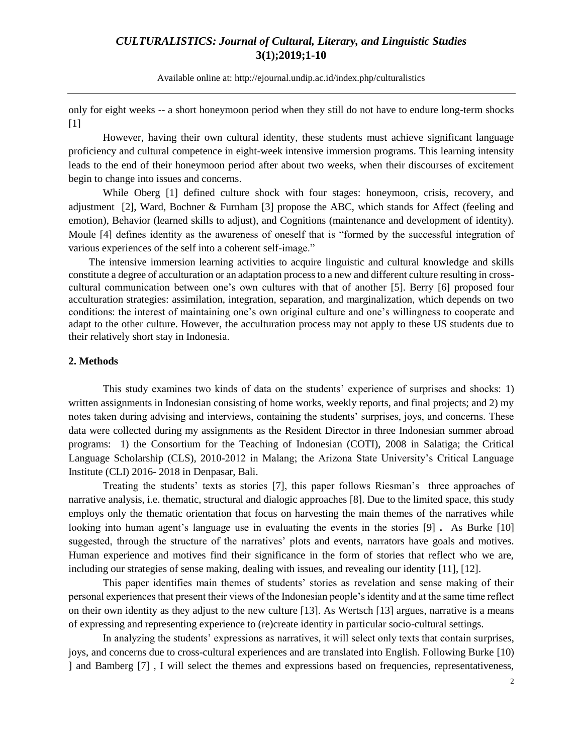only for eight weeks -- a short honeymoon period when they still do not have to endure long-term shocks [1]

However, having their own cultural identity, these students must achieve significant language proficiency and cultural competence in eight-week intensive immersion programs. This learning intensity leads to the end of their honeymoon period after about two weeks, when their discourses of excitement begin to change into issues and concerns.

While Oberg [1] defined culture shock with four stages: honeymoon, crisis, recovery, and adjustment [2], Ward, Bochner & Furnham [3] propose the ABC, which stands for Affect (feeling and emotion), Behavior (learned skills to adjust), and Cognitions (maintenance and development of identity). Moule [4] defines identity as the awareness of oneself that is "formed by the successful integration of various experiences of the self into a coherent self-image."

The intensive immersion learning activities to acquire linguistic and cultural knowledge and skills constitute a degree of acculturation or an adaptation process to a new and different culture resulting in cross-cultural communication between one's own cultures with that of another [5]. Berry [6] proposed four acculturation strategies: assimilation, integration, separation, and marginalization, which depends on two conditions: the interest of maintaining one's own original culture and one's willingness to cooperate and adapt to the other culture. However, the acculturation process may not apply to these US students due to their relatively short stay in Indonesia.

## 2. Methods

This study examines two kinds of data on the students' experience of surprises and shocks: 1) written assignments in Indonesian consisting of home works, weekly reports, and final projects; and 2) my notes taken during advising and interviews, containing the students' surprises, joys, and concerns. These data were collected during my assignments as the Resident Director in three Indonesian summer abroad programs: 1) the Consortium for the Teaching of Indonesian (COTI), 2008 in Salatiga; the Critical Language Scholarship (CLS), 2010-2012 in Malang; the Arizona State University's Critical Language Institute (CLI) 2016- 2018 in Denpasar, Bali.

Treating the students' texts as stories [7], this paper follows Riesman's three approaches of narrative analysis, i.e. thematic, structural and dialogic approaches [8]. Due to the limited space, this study employs only the thematic orientation that focus on harvesting the main themes of the narratives while looking into human agent's language use in evaluating the events in the stories [9] **.** As Burke [10] suggested, through the structure of the narratives' plots and events, narrators have goals and motives. Human experience and motives find their significance in the form of stories that reflect who we are, including our strategies of sense making, dealing with issues, and revealing our identity [11], [12].

This paper identifies main themes of students' stories as revelation and sense making of their personal experiences that present their views of the Indonesian people's identity and at the same time reflect on their own identity as they adjust to the new culture [13]. As Wertsch [13] argues, narrative is a means of expressing and representing experience to (re)create identity in particular socio-cultural settings.

In analyzing the students' expressions as narratives, it will select only texts that contain surprises, joys, and concerns due to cross-cultural experiences and are translated into English. Following Burke [10] ] and Bamberg [7] , I will select the themes and expressions based on frequencies, representativeness,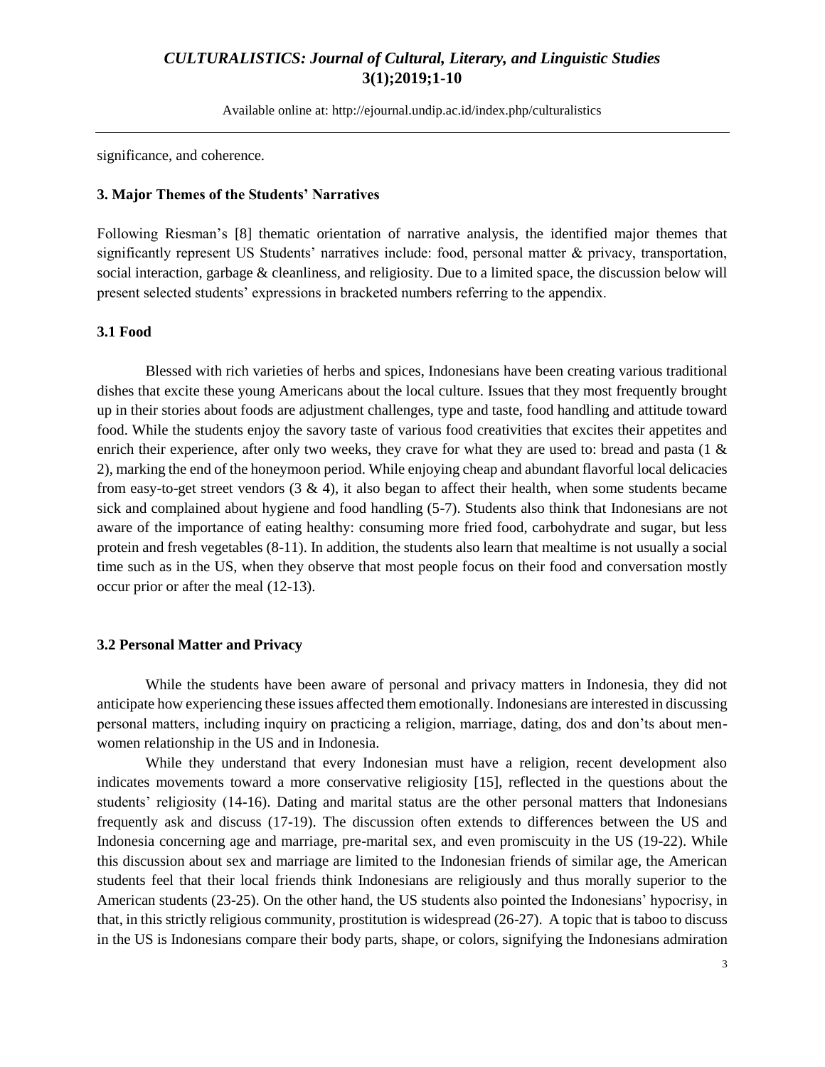significance, and coherence.

### 3. Major Themes of the Students' Narratives

Following Riesman's [8] thematic orientation of narrative analysis, the identified major themes that significantly represent US Students' narratives include: food, personal matter & privacy, transportation, social interaction, garbage & cleanliness, and religiosity. Due to a limited space, the discussion below will present selected students' expressions in bracketed numbers referring to the appendix.

### 3.1 Food

Blessed with rich varieties of herbs and spices, Indonesians have been creating various traditional dishes that excite these young Americans about the local culture. Issues that they most frequently brought up in their stories about foods are adjustment challenges, type and taste, food handling and attitude toward food. While the students enjoy the savory taste of various food creativities that excites their appetites and enrich their experience, after only two weeks, they crave for what they are used to: bread and pasta (1 & 2), marking the end of the honeymoon period. While enjoying cheap and abundant flavorful local delicacies from easy-to-get street vendors (3 & 4), it also began to affect their health, when some students became sick and complained about hygiene and food handling (5-7). Students also think that Indonesians are not aware of the importance of eating healthy: consuming more fried food, carbohydrate and sugar, but less protein and fresh vegetables (8-11). In addition, the students also learn that mealtime is not usually a social time such as in the US, when they observe that most people focus on their food and conversation mostly occur prior or after the meal (12-13).

### 3.2 Personal Matter and Privacy

While the students have been aware of personal and privacy matters in Indonesia, they did not anticipate how experiencing these issues affected them emotionally. Indonesians are interested in discussing personal matters, including inquiry on practicing a religion, marriage, dating, dos and don'ts about men-women relationship in the US and in Indonesia.

While they understand that every Indonesian must have a religion, recent development also indicates movements toward a more conservative religiosity [15], reflected in the questions about the students' religiosity (14-16). Dating and marital status are the other personal matters that Indonesians frequently ask and discuss (17-19). The discussion often extends to differences between the US and Indonesia concerning age and marriage, pre-marital sex, and even promiscuity in the US (19-22). While this discussion about sex and marriage are limited to the Indonesian friends of similar age, the American students feel that their local friends think Indonesians are religiously and thus morally superior to the American students (23-25). On the other hand, the US students also pointed the Indonesians' hypocrisy, in that, in this strictly religious community, prostitution is widespread (26-27). A topic that is taboo to discuss in the US is Indonesians compare their body parts, shape, or colors, signifying the Indonesians admiration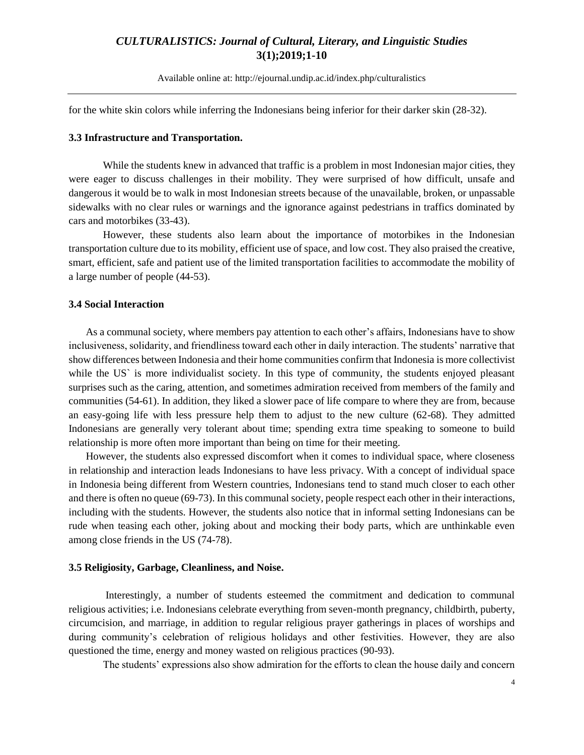for the white skin colors while inferring the Indonesians being inferior for their darker skin (28-32).

### 3.3 Infrastructure and Transportation.

While the students knew in advanced that traffic is a problem in most Indonesian major cities, they were eager to discuss challenges in their mobility. They were surprised of how difficult, unsafe and dangerous it would be to walk in most Indonesian streets because of the unavailable, broken, or unpassable sidewalks with no clear rules or warnings and the ignorance against pedestrians in traffics dominated by cars and motorbikes (33-43).

However, these students also learn about the importance of motorbikes in the Indonesian transportation culture due to its mobility, efficient use of space, and low cost. They also praised the creative, smart, efficient, safe and patient use of the limited transportation facilities to accommodate the mobility of a large number of people (44-53).

### 3.4 Social Interaction

As a communal society, where members pay attention to each other's affairs, Indonesians have to show inclusiveness, solidarity, and friendliness toward each other in daily interaction. The students' narrative that show differences between Indonesia and their home communities confirm that Indonesia is more collectivist while the US` is more individualist society. In this type of community, the students enjoyed pleasant surprises such as the caring, attention, and sometimes admiration received from members of the family and communities (54-61). In addition, they liked a slower pace of life compare to where they are from, because an easy-going life with less pressure help them to adjust to the new culture (62-68). They admitted Indonesians are generally very tolerant about time; spending extra time speaking to someone to build relationship is more often more important than being on time for their meeting.

However, the students also expressed discomfort when it comes to individual space, where closeness in relationship and interaction leads Indonesians to have less privacy. With a concept of individual space in Indonesia being different from Western countries, Indonesians tend to stand much closer to each other and there is often no queue (69-73). In this communal society, people respect each other in their interactions, including with the students. However, the students also notice that in informal setting Indonesians can be rude when teasing each other, joking about and mocking their body parts, which are unthinkable even among close friends in the US (74-78).

### 3.5 Religiosity, Garbage, Cleanliness, and Noise.

Interestingly, a number of students esteemed the commitment and dedication to communal religious activities; i.e. Indonesians celebrate everything from seven-month pregnancy, childbirth, puberty, circumcision, and marriage, in addition to regular religious prayer gatherings in places of worships and during community's celebration of religious holidays and other festivities. However, they are also questioned the time, energy and money wasted on religious practices (90-93).

The students' expressions also show admiration for the efforts to clean the house daily and concern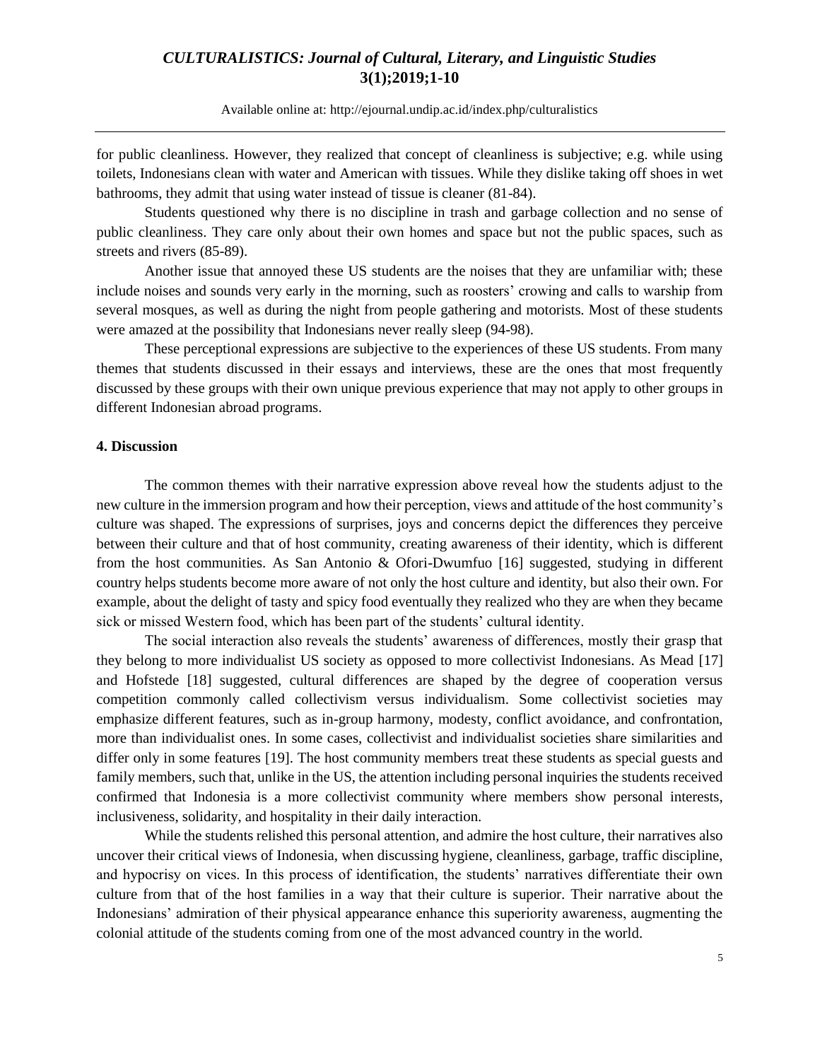for public cleanliness. However, they realized that concept of cleanliness is subjective; e.g. while using toilets, Indonesians clean with water and American with tissues. While they dislike taking off shoes in wet bathrooms, they admit that using water instead of tissue is cleaner (81-84).

Students questioned why there is no discipline in trash and garbage collection and no sense of public cleanliness. They care only about their own homes and space but not the public spaces, such as streets and rivers (85-89).

Another issue that annoyed these US students are the noises that they are unfamiliar with; these include noises and sounds very early in the morning, such as roosters' crowing and calls to warship from several mosques, as well as during the night from people gathering and motorists. Most of these students were amazed at the possibility that Indonesians never really sleep (94-98).

These perceptional expressions are subjective to the experiences of these US students. From many themes that students discussed in their essays and interviews, these are the ones that most frequently discussed by these groups with their own unique previous experience that may not apply to other groups in different Indonesian abroad programs.

## 4. Discussion

The common themes with their narrative expression above reveal how the students adjust to the new culture in the immersion program and how their perception, views and attitude of the host community's culture was shaped. The expressions of surprises, joys and concerns depict the differences they perceive between their culture and that of host community, creating awareness of their identity, which is different from the host communities. As San Antonio & Ofori-Dwumfuo [16] suggested, studying in different country helps students become more aware of not only the host culture and identity, but also their own. For example, about the delight of tasty and spicy food eventually they realized who they are when they became sick or missed Western food, which has been part of the students' cultural identity.

The social interaction also reveals the students' awareness of differences, mostly their grasp that they belong to more individualist US society as opposed to more collectivist Indonesians. As Mead [17] and Hofstede [18] suggested, cultural differences are shaped by the degree of cooperation versus competition commonly called collectivism versus individualism. Some collectivist societies may emphasize different features, such as in-group harmony, modesty, conflict avoidance, and confrontation, more than individualist ones. In some cases, collectivist and individualist societies share similarities and differ only in some features [19]. The host community members treat these students as special guests and family members, such that, unlike in the US, the attention including personal inquiries the students received confirmed that Indonesia is a more collectivist community where members show personal interests, inclusiveness, solidarity, and hospitality in their daily interaction.

While the students relished this personal attention, and admire the host culture, their narratives also uncover their critical views of Indonesia, when discussing hygiene, cleanliness, garbage, traffic discipline, and hypocrisy on vices. In this process of identification, the students' narratives differentiate their own culture from that of the host families in a way that their culture is superior. Their narrative about the Indonesians' admiration of their physical appearance enhance this superiority awareness, augmenting the colonial attitude of the students coming from one of the most advanced country in the world.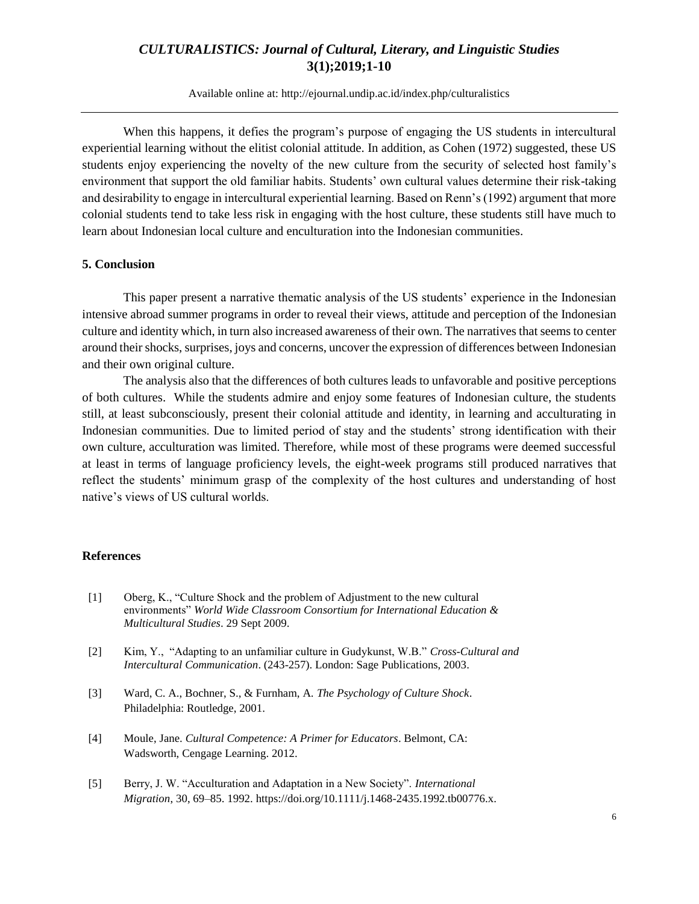When this happens, it defies the program's purpose of engaging the US students in intercultural experiential learning without the elitist colonial attitude. In addition, as Cohen (1972) suggested, these US students enjoy experiencing the novelty of the new culture from the security of selected host family's environment that support the old familiar habits. Students' own cultural values determine their risk-taking and desirability to engage in intercultural experiential learning. Based on Renn's (1992) argument that more colonial students tend to take less risk in engaging with the host culture, these students still have much to learn about Indonesian local culture and enculturation into the Indonesian communities.

## 5. Conclusion

This paper present a narrative thematic analysis of the US students' experience in the Indonesian intensive abroad summer programs in order to reveal their views, attitude and perception of the Indonesian culture and identity which, in turn also increased awareness of their own. The narratives that seems to center around their shocks, surprises, joys and concerns, uncover the expression of differences between Indonesian and their own original culture.

The analysis also that the differences of both cultures leads to unfavorable and positive perceptions of both cultures. While the students admire and enjoy some features of Indonesian culture, the students still, at least subconsciously, present their colonial attitude and identity, in learning and acculturating in Indonesian communities. Due to limited period of stay and the students' strong identification with their own culture, acculturation was limited. Therefore, while most of these programs were deemed successful at least in terms of language proficiency levels, the eight-week programs still produced narratives that reflect the students' minimum grasp of the complexity of the host cultures and understanding of host native's views of US cultural worlds.

## References

[1] Oberg, K., "Culture Shock and the problem of Adjustment to the new cultural environments" *World Wide Classroom Consortium for International Education & Multicultural Studies*. 29 Sept 2009.

[2] Kim, Y., "Adapting to an unfamiliar culture in Gudykunst, W.B." *Cross-Cultural and Intercultural Communication*. (243-257). London: Sage Publications, 2003.

[3] Ward, C. A., Bochner, S., & Furnham, A. *The Psychology of Culture Shock*. Philadelphia: Routledge, 2001.

[4] Moule, Jane. *Cultural Competence: A Primer for Educators*. Belmont, CA: Wadsworth, Cengage Learning. 2012.

[5] Berry, J. W. "Acculturation and Adaptation in a New Society". *International Migration*, 30, 69–85. 1992. https://doi.org/10.1111/j.1468-2435.1992.tb00776.x.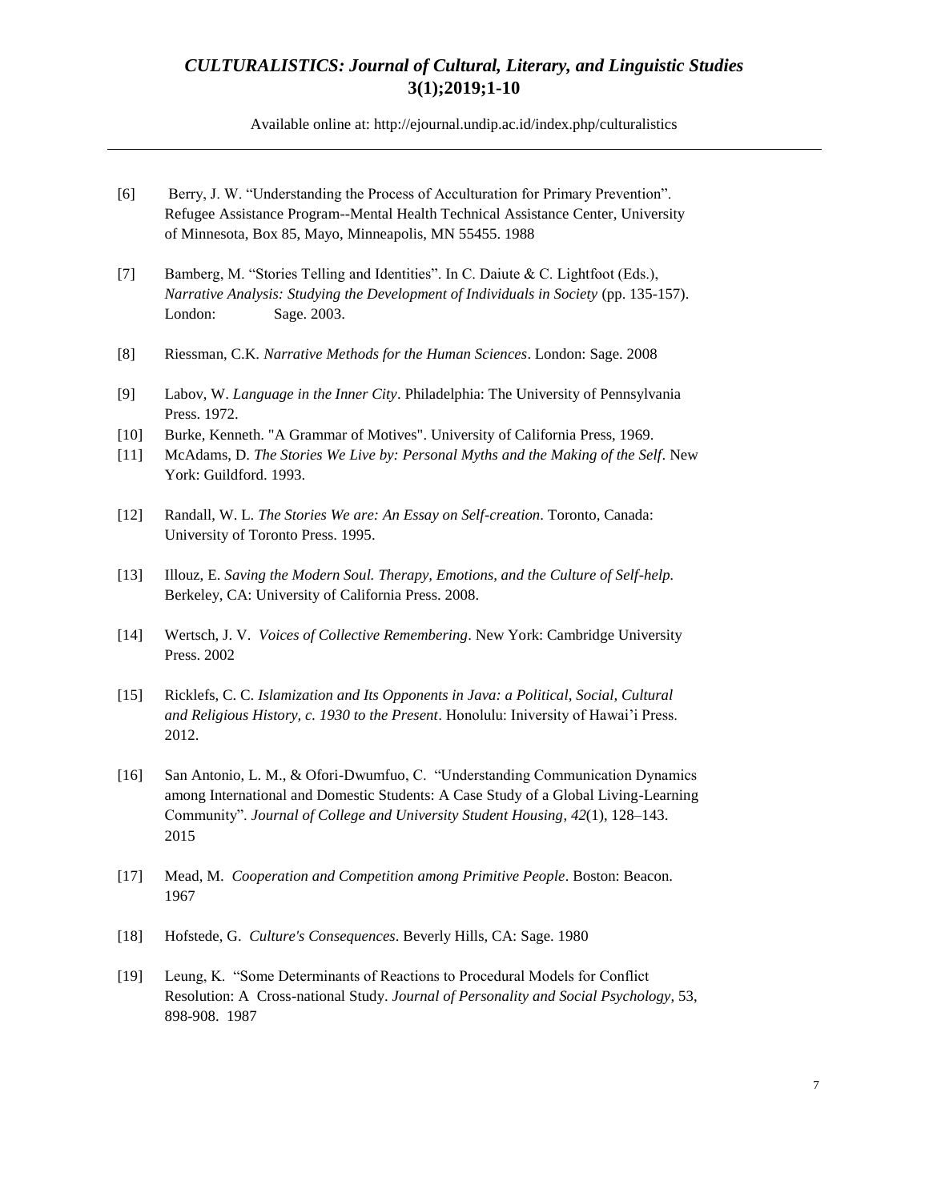[6] Berry, J. W. "Understanding the Process of Acculturation for Primary Prevention". Refugee Assistance Program--Mental Health Technical Assistance Center, University of Minnesota, Box 85, Mayo, Minneapolis, MN 55455. 1988

[7] Bamberg, M. "Stories Telling and Identities". In C. Daiute & C. Lightfoot (Eds.), *Narrative Analysis: Studying the Development of Individuals in Society* (pp. 135-157). London: Sage. 2003.

[8] Riessman, C.K. *Narrative Methods for the Human Sciences*. London: Sage. 2008

[9] Labov, W. *Language in the Inner City*. Philadelphia: The University of Pennsylvania Press. 1972.

[10] Burke, Kenneth. "A Grammar of Motives". University of California Press, 1969.

[11] McAdams, D. *The Stories We Live by: Personal Myths and the Making of the Self*. New York: Guildford. 1993.

[12] Randall, W. L. *The Stories We are: An Essay on Self-creation*. Toronto, Canada: University of Toronto Press. 1995.

[13] Illouz, E. *Saving the Modern Soul. Therapy, Emotions, and the Culture of Self-help.* Berkeley, CA: University of California Press. 2008.

[14] Wertsch, J. V. *Voices of Collective Remembering*. New York: Cambridge University Press. 2002

[15] Ricklefs, C. C. *Islamization and Its Opponents in Java: a Political, Social, Cultural and Religious History, c. 1930 to the Present*. Honolulu: Iniversity of Hawai'i Press. 2012.

[16] San Antonio, L. M., & Ofori-Dwumfuo, C. "Understanding Communication Dynamics among International and Domestic Students: A Case Study of a Global Living-Learning Community". *Journal of College and University Student Housing*, *42*(1), 128–143. 2015

[17] Mead, M. *Cooperation and Competition among Primitive People*. Boston: Beacon. 1967

[18] Hofstede, G. *Culture's Consequences*. Beverly Hills, CA: Sage. 1980

[19] Leung, K. "Some Determinants of Reactions to Procedural Models for Conflict Resolution: A Cross-national Study. *Journal of Personality and Social Psychology*, 53, 898-908. 1987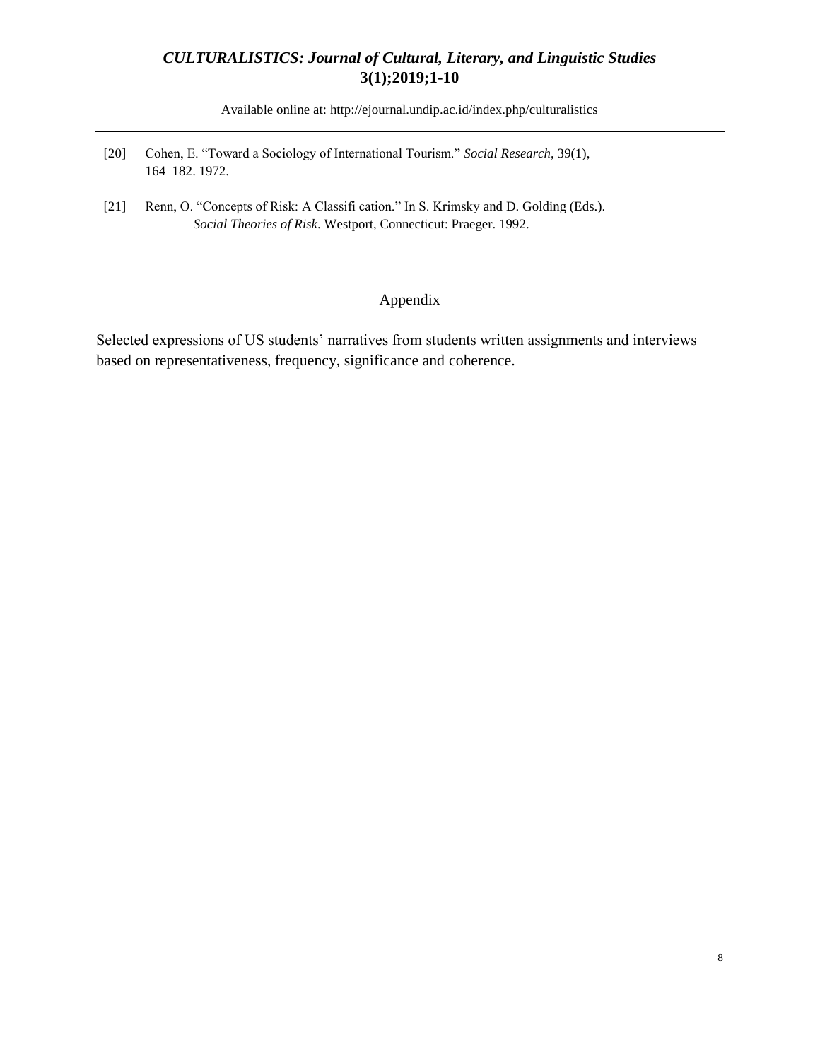[20] Cohen, E. "Toward a Sociology of International Tourism." *Social Research*, 39(1), 164–182. 1972.

[21] Renn, O. "Concepts of Risk: A Classifi cation." In S. Krimsky and D. Golding (Eds.). *Social Theories of Risk*. Westport, Connecticut: Praeger. 1992.

## Appendix

Selected expressions of US students' narratives from students written assignments and interviews based on representativeness, frequency, significance and coherence.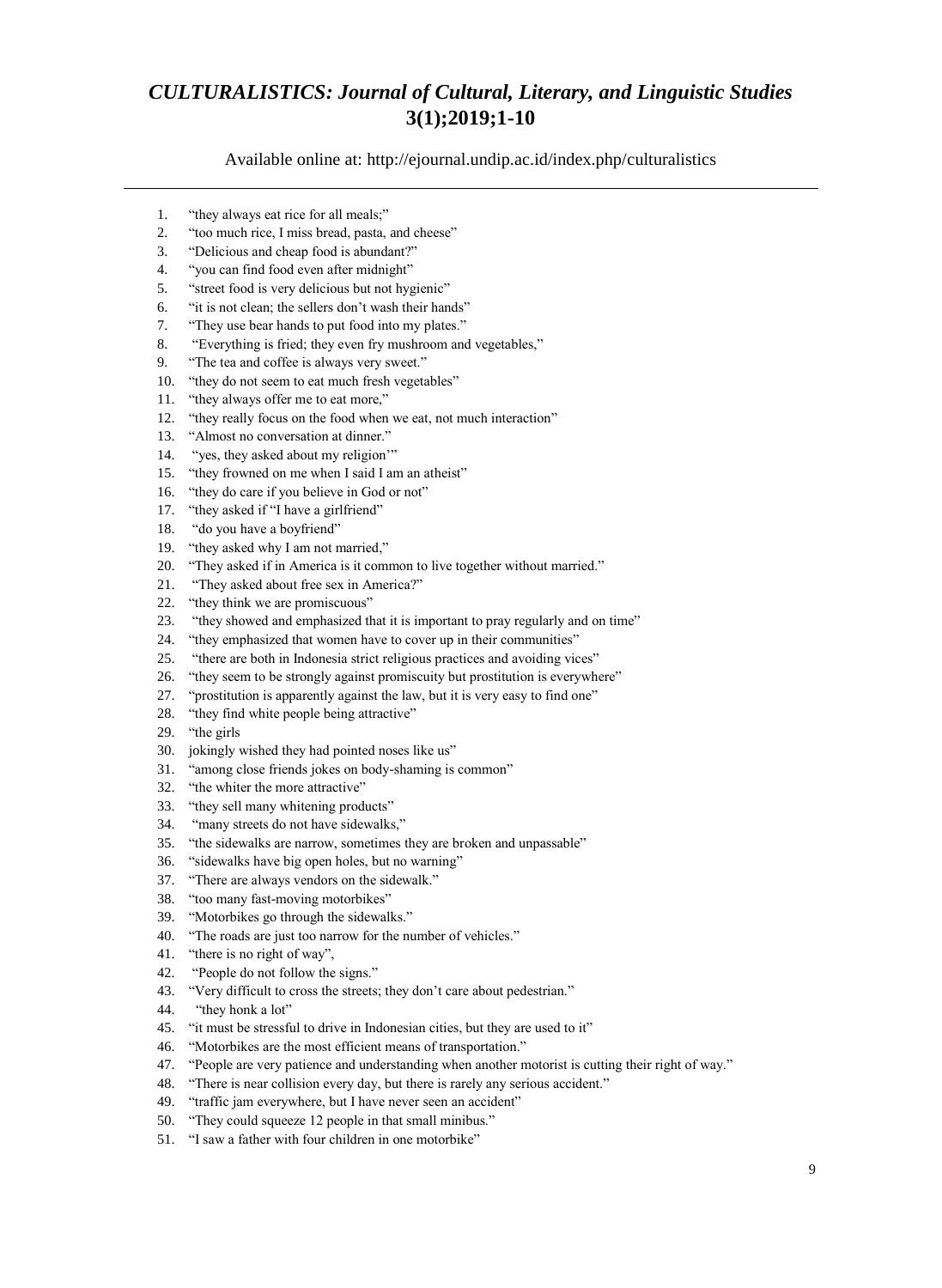1. "they always eat rice for all meals;"
2. "too much rice, I miss bread, pasta, and cheese"
3. "Delicious and cheap food is abundant?"
4. "you can find food even after midnight"
5. "street food is very delicious but not hygienic"
6. "it is not clean; the sellers don't wash their hands"
7. "They use bear hands to put food into my plates."
8. "Everything is fried; they even fry mushroom and vegetables,"
9. "The tea and coffee is always very sweet."
10. "they do not seem to eat much fresh vegetables"
11. "they always offer me to eat more,"
12. "they really focus on the food when we eat, not much interaction"
13. "Almost no conversation at dinner."
14. "yes, they asked about my religion'"
15. "they frowned on me when I said I am an atheist"
16. "they do care if you believe in God or not"
17. "they asked if "I have a girlfriend"
18. "do you have a boyfriend"
19. "they asked why I am not married,"
20. "They asked if in America is it common to live together without married."
21. "They asked about free sex in America?"
22. "they think we are promiscuous"
23. "they showed and emphasized that it is important to pray regularly and on time"
24. "they emphasized that women have to cover up in their communities"
25. "there are both in Indonesia strict religious practices and avoiding vices"
26. "they seem to be strongly against promiscuity but prostitution is everywhere"
27. "prostitution is apparently against the law, but it is very easy to find one"
28. "they find white people being attractive"
29. "the girls
30. jokingly wished they had pointed noses like us"
31. "among close friends jokes on body-shaming is common"
32. "the whiter the more attractive"
33. "they sell many whitening products"
34. "many streets do not have sidewalks,"
35. "the sidewalks are narrow, sometimes they are broken and unpassable"
36. "sidewalks have big open holes, but no warning"
37. "There are always vendors on the sidewalk."
38. "too many fast-moving motorbikes"
39. "Motorbikes go through the sidewalks."
40. "The roads are just too narrow for the number of vehicles."
41. "there is no right of way",
42. "People do not follow the signs."
43. "Very difficult to cross the streets; they don't care about pedestrian."
44. "they honk a lot"
45. "it must be stressful to drive in Indonesian cities, but they are used to it"
46. "Motorbikes are the most efficient means of transportation."
47. "People are very patience and understanding when another motorist is cutting their right of way."
48. "There is near collision every day, but there is rarely any serious accident."
49. "traffic jam everywhere, but I have never seen an accident"
50. "They could squeeze 12 people in that small minibus."
51. "I saw a father with four children in one motorbike"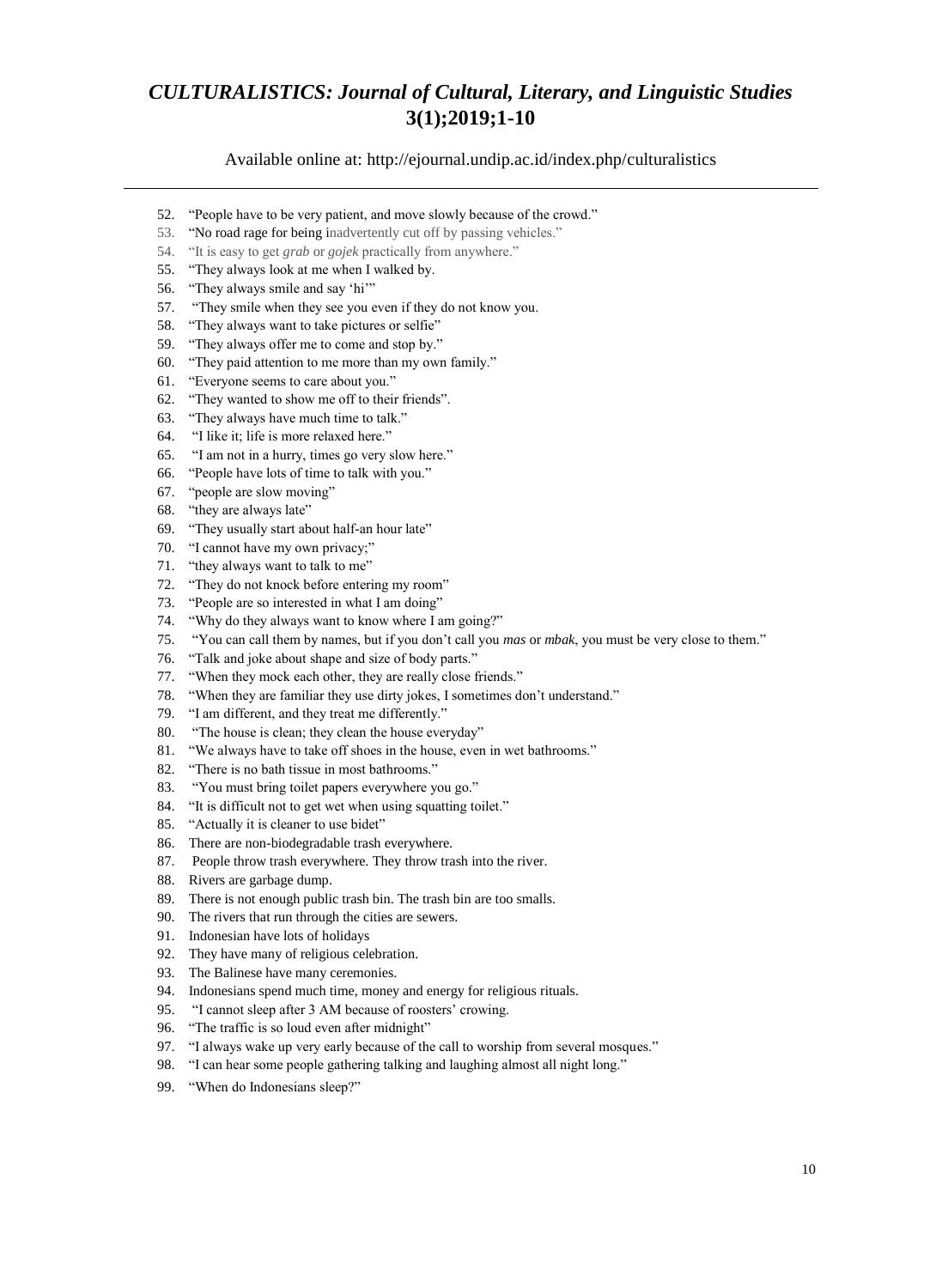52. "People have to be very patient, and move slowly because of the crowd."
53. "No road rage for being inadvertently cut off by passing vehicles."
54. "It is easy to get *grab* or *gojek* practically from anywhere."
55. "They always look at me when I walked by.
56. "They always smile and say 'hi'"
57. "They smile when they see you even if they do not know you.
58. "They always want to take pictures or selfie"
59. "They always offer me to come and stop by."
60. "They paid attention to me more than my own family."
61. "Everyone seems to care about you."
62. "They wanted to show me off to their friends".
63. "They always have much time to talk."
64. "I like it; life is more relaxed here."
65. "I am not in a hurry, times go very slow here."
66. "People have lots of time to talk with you."
67. "people are slow moving"
68. "they are always late"
69. "They usually start about half-an hour late"
70. "I cannot have my own privacy;"
71. "they always want to talk to me"
72. "They do not knock before entering my room"
73. "People are so interested in what I am doing"
74. "Why do they always want to know where I am going?"
75. "You can call them by names, but if you don't call you *mas* or *mbak*, you must be very close to them."
76. "Talk and joke about shape and size of body parts."
77. "When they mock each other, they are really close friends."
78. "When they are familiar they use dirty jokes, I sometimes don't understand."
79. "I am different, and they treat me differently."
80. "The house is clean; they clean the house everyday"
81. "We always have to take off shoes in the house, even in wet bathrooms."
82. "There is no bath tissue in most bathrooms."
83. "You must bring toilet papers everywhere you go."
84. "It is difficult not to get wet when using squatting toilet."
85. "Actually it is cleaner to use bidet"
86. There are non-biodegradable trash everywhere.
87. People throw trash everywhere. They throw trash into the river.
88. Rivers are garbage dump.
89. There is not enough public trash bin. The trash bin are too smalls.
90. The rivers that run through the cities are sewers.
91. Indonesian have lots of holidays
92. They have many of religious celebration.
93. The Balinese have many ceremonies.
94. Indonesians spend much time, money and energy for religious rituals.
95. "I cannot sleep after 3 AM because of roosters' crowing.
96. "The traffic is so loud even after midnight"
97. "I always wake up very early because of the call to worship from several mosques."
98. "I can hear some people gathering talking and laughing almost all night long."
99. "When do Indonesians sleep?"